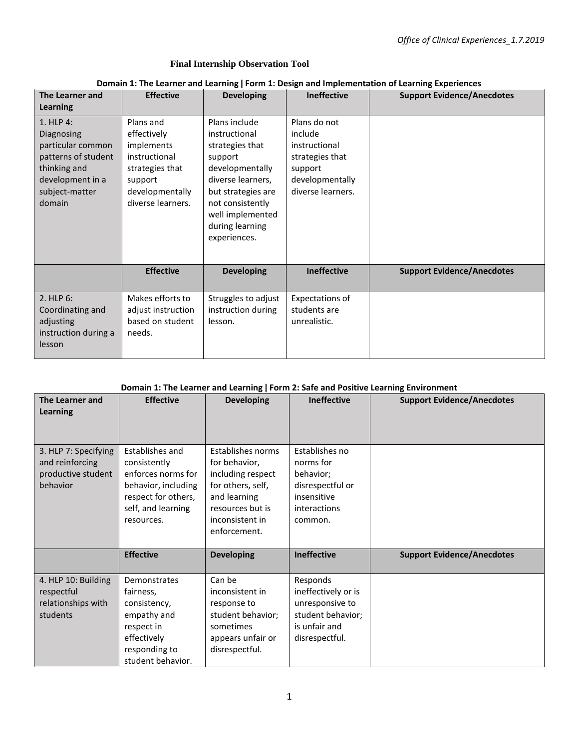*Office of Clinical Experiences_1.7.2019*

**Final Internship Observation Tool**

**Domain 1: The Learner and Learning | Form 1: Design and Implementation of Learning Experiences**

| The Learner and Learning | Effective | Developing | Ineffective | Support Evidence/Anecdotes |
|---|---|---|---|---|
| 1. HLP 4: Diagnosing particular common patterns of student thinking and development in a subject-matter domain | Plans and effectively implements instructional strategies that support developmentally diverse learners. | Plans include instructional strategies that support developmentally diverse learners, but strategies are not consistently well implemented during learning experiences. | Plans do not include instructional strategies that support developmentally diverse learners. | |
| | **Effective** | **Developing** | **Ineffective** | **Support Evidence/Anecdotes** |
| 2. HLP 6: Coordinating and adjusting instruction during a lesson | Makes efforts to adjust instruction based on student needs. | Struggles to adjust instruction during lesson. | Expectations of students are unrealistic. | |

**Domain 1: The Learner and Learning | Form 2: Safe and Positive Learning Environment**

| The Learner and Learning | Effective | Developing | Ineffective | Support Evidence/Anecdotes |
|---|---|---|---|---|
| 3. HLP 7: Specifying and reinforcing productive student behavior | Establishes and consistently enforces norms for behavior, including respect for others, self, and learning resources. | Establishes norms for behavior, including respect for others, self, and learning resources but is inconsistent in enforcement. | Establishes no norms for behavior; disrespectful or insensitive interactions common. | |
| | **Effective** | **Developing** | **Ineffective** | **Support Evidence/Anecdotes** |
| 4. HLP 10: Building respectful relationships with students | Demonstrates fairness, consistency, empathy and respect in effectively responding to student behavior. | Can be inconsistent in response to student behavior; sometimes appears unfair or disrespectful. | Responds ineffectively or is unresponsive to student behavior; is unfair and disrespectful. | |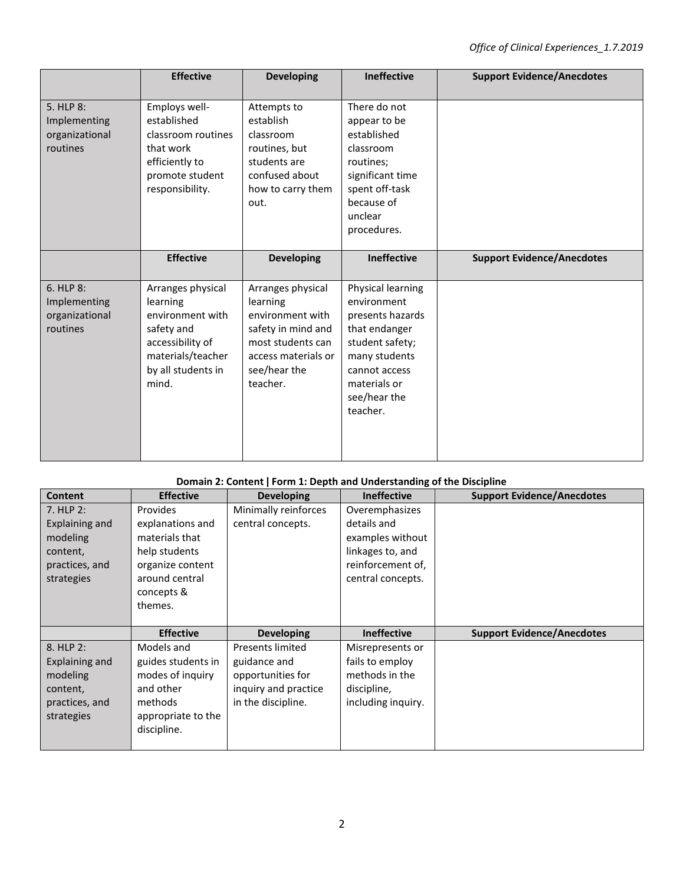| | Effective | Developing | Ineffective | Support Evidence/Anecdotes |
|---|---|---|---|---|
| 5. HLP 8: Implementing organizational routines | Employs well-established classroom routines that work efficiently to promote student responsibility. | Attempts to establish classroom routines, but students are confused about how to carry them out. | There do not appear to be established classroom routines; significant time spent off-task because of unclear procedures. | |

| | Effective | Developing | Ineffective | Support Evidence/Anecdotes |
|---|---|---|---|---|
| 6. HLP 8: Implementing organizational routines | Arranges physical learning environment with safety and accessibility of materials/teacher by all students in mind. | Arranges physical learning environment with safety in mind and most students can access materials or see/hear the teacher. | Physical learning environment presents hazards that endanger student safety; many students cannot access materials or see/hear the teacher. | |

**Domain 2: Content | Form 1: Depth and Understanding of the Discipline**

| Content | Effective | Developing | Ineffective | Support Evidence/Anecdotes |
|---|---|---|---|---|
| 7. HLP 2: Explaining and modeling content, practices, and strategies | Provides explanations and materials that help students organize content around central concepts & themes. | Minimally reinforces central concepts. | Overemphasizes details and examples without linkages to, and reinforcement of, central concepts. | |

| | Effective | Developing | Ineffective | Support Evidence/Anecdotes |
|---|---|---|---|---|
| 8. HLP 2: Explaining and modeling content, practices, and strategies | Models and guides students in modes of inquiry and other methods appropriate to the discipline. | Presents limited guidance and opportunities for inquiry and practice in the discipline. | Misrepresents or fails to employ methods in the discipline, including inquiry. | |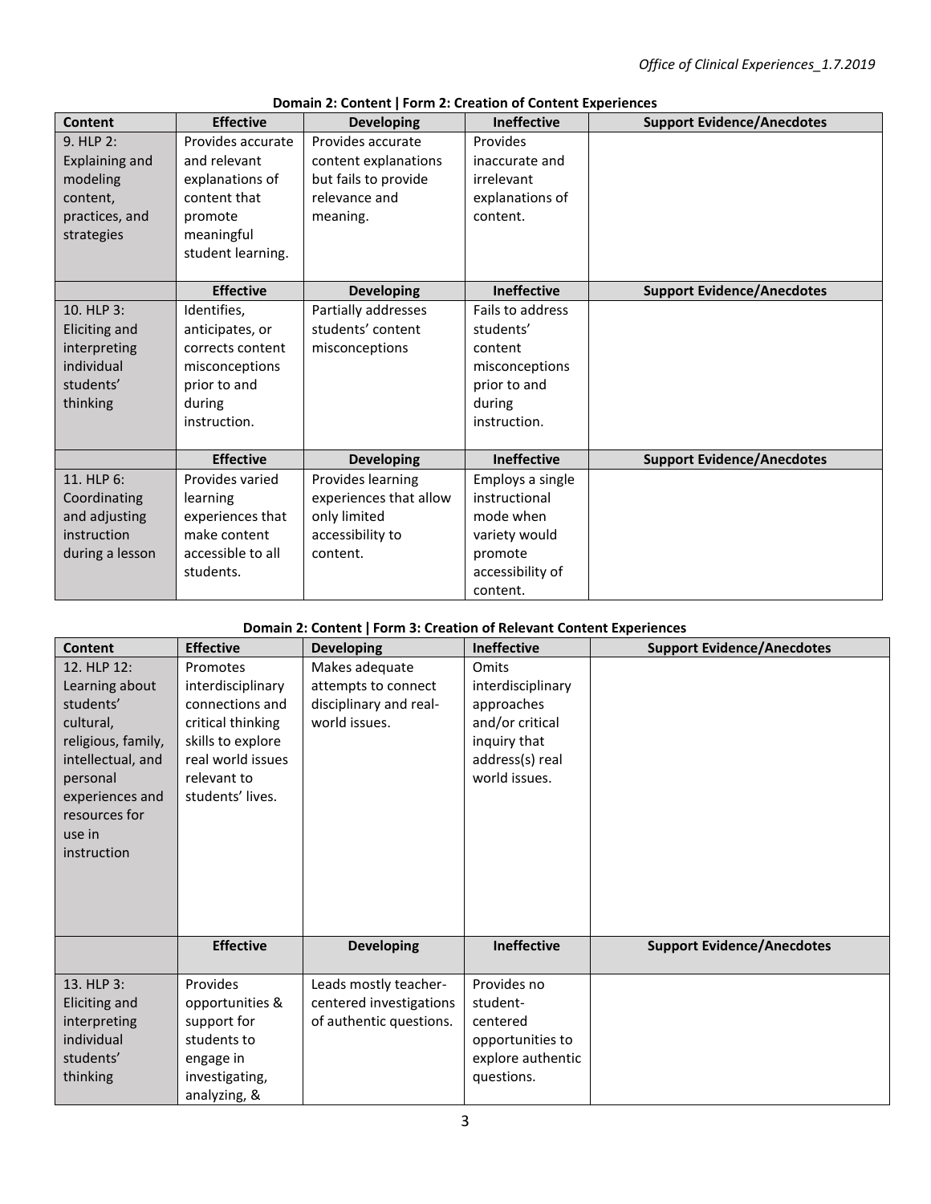**Domain 2: Content | Form 2: Creation of Content Experiences**

| Content | Effective | Developing | Ineffective | Support Evidence/Anecdotes |
|---|---|---|---|---|
| 9. HLP 2: Explaining and modeling content, practices, and strategies | Provides accurate and relevant explanations of content that promote meaningful student learning. | Provides accurate content explanations but fails to provide relevance and meaning. | Provides inaccurate and irrelevant explanations of content. | |
| | **Effective** | **Developing** | **Ineffective** | **Support Evidence/Anecdotes** |
| 10. HLP 3: Eliciting and interpreting individual students' thinking | Identifies, anticipates, or corrects content misconceptions prior to and during instruction. | Partially addresses students' content misconceptions | Fails to address students' content misconceptions prior to and during instruction. | |
| | **Effective** | **Developing** | **Ineffective** | **Support Evidence/Anecdotes** |
| 11. HLP 6: Coordinating and adjusting instruction during a lesson | Provides varied learning experiences that make content accessible to all students. | Provides learning experiences that allow only limited accessibility to content. | Employs a single instructional mode when variety would promote accessibility of content. | |

**Domain 2: Content | Form 3: Creation of Relevant Content Experiences**

| Content | Effective | Developing | Ineffective | Support Evidence/Anecdotes |
|---|---|---|---|---|
| 12. HLP 12: Learning about students' cultural, religious, family, intellectual, and personal experiences and resources for use in instruction | Promotes interdisciplinary connections and critical thinking skills to explore real world issues relevant to students' lives. | Makes adequate attempts to connect disciplinary and real-world issues. | Omits interdisciplinary approaches and/or critical inquiry that address(s) real world issues. | |
| | **Effective** | **Developing** | **Ineffective** | **Support Evidence/Anecdotes** |
| 13. HLP 3: Eliciting and interpreting individual students' thinking | Provides opportunities & support for students to engage in investigating, analyzing, & | Leads mostly teacher-centered investigations of authentic questions. | Provides no student-centered opportunities to explore authentic questions. | |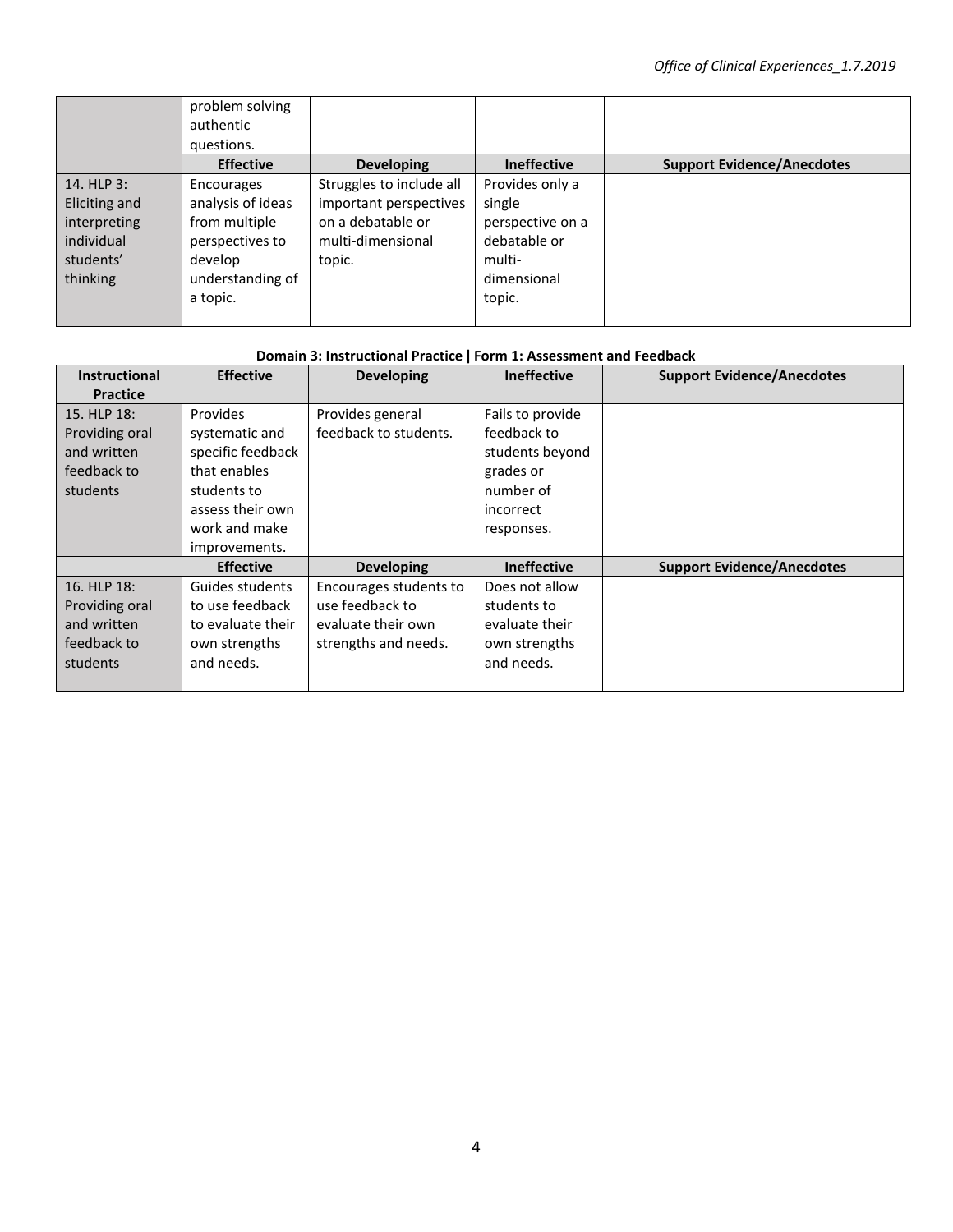| | problem solving authentic questions. | | | |
|---|---|---|---|---|
| | **Effective** | **Developing** | **Ineffective** | **Support Evidence/Anecdotes** |
| 14. HLP 3: Eliciting and interpreting individual students' thinking | Encourages analysis of ideas from multiple perspectives to develop understanding of a topic. | Struggles to include all important perspectives on a debatable or multi-dimensional topic. | Provides only a single perspective on a debatable or multi-dimensional topic. | |

**Domain 3: Instructional Practice | Form 1: Assessment and Feedback**

| Instructional Practice | Effective | Developing | Ineffective | Support Evidence/Anecdotes |
|---|---|---|---|---|
| 15. HLP 18: Providing oral and written feedback to students | Provides systematic and specific feedback that enables students to assess their own work and make improvements. | Provides general feedback to students. | Fails to provide feedback to students beyond grades or number of incorrect responses. | |
| | **Effective** | **Developing** | **Ineffective** | **Support Evidence/Anecdotes** |
| 16. HLP 18: Providing oral and written feedback to students | Guides students to use feedback to evaluate their own strengths and needs. | Encourages students to use feedback to evaluate their own strengths and needs. | Does not allow students to evaluate their own strengths and needs. | |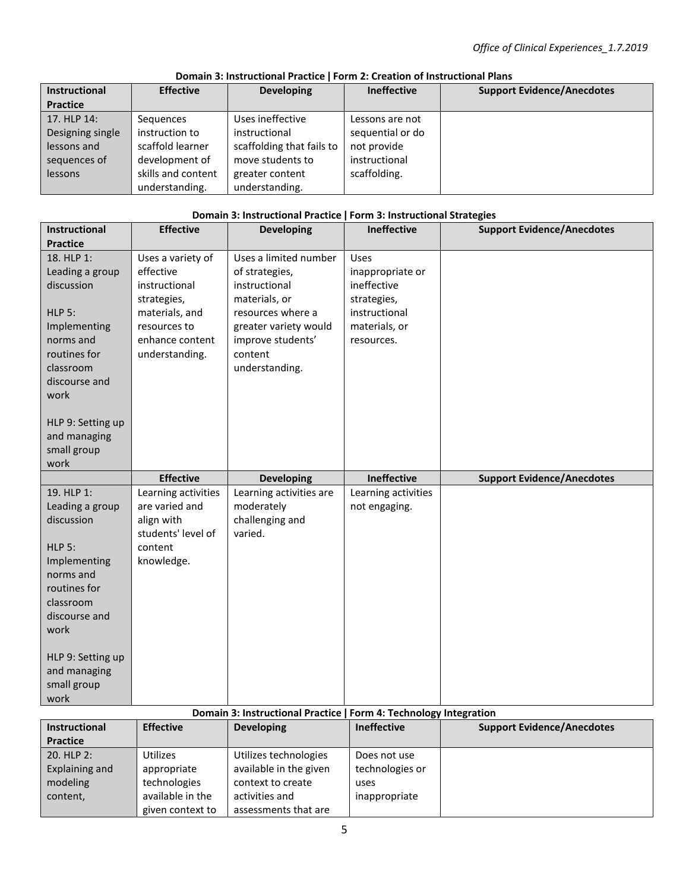**Domain 3: Instructional Practice | Form 2: Creation of Instructional Plans**

| Instructional Practice | Effective | Developing | Ineffective | Support Evidence/Anecdotes |
|---|---|---|---|---|
| 17. HLP 14: Designing single lessons and sequences of lessons | Sequences instruction to scaffold learner development of skills and content understanding. | Uses ineffective instructional scaffolding that fails to move students to greater content understanding. | Lessons are not sequential or do not provide instructional scaffolding. | |

**Domain 3: Instructional Practice | Form 3: Instructional Strategies**

| Instructional Practice | Effective | Developing | Ineffective | Support Evidence/Anecdotes |
|---|---|---|---|---|
| 18. HLP 1: Leading a group discussion<br><br>HLP 5: Implementing norms and routines for classroom discourse and work<br><br>HLP 9: Setting up and managing small group work | Uses a variety of effective instructional strategies, materials, and resources to enhance content understanding. | Uses a limited number of strategies, instructional materials, or resources where a greater variety would improve students' content understanding. | Uses inappropriate or ineffective strategies, instructional materials, or resources. | |
| | **Effective** | **Developing** | **Ineffective** | **Support Evidence/Anecdotes** |
| 19. HLP 1: Leading a group discussion<br><br>HLP 5: Implementing norms and routines for classroom discourse and work<br><br>HLP 9: Setting up and managing small group work | Learning activities are varied and align with students' level of content knowledge. | Learning activities are moderately challenging and varied. | Learning activities not engaging. | |

**Domain 3: Instructional Practice | Form 4: Technology Integration**

| Instructional Practice | Effective | Developing | Ineffective | Support Evidence/Anecdotes |
|---|---|---|---|---|
| 20. HLP 2: Explaining and modeling content, | Utilizes appropriate technologies available in the given context to | Utilizes technologies available in the given context to create activities and assessments that are | Does not use technologies or uses inappropriate | |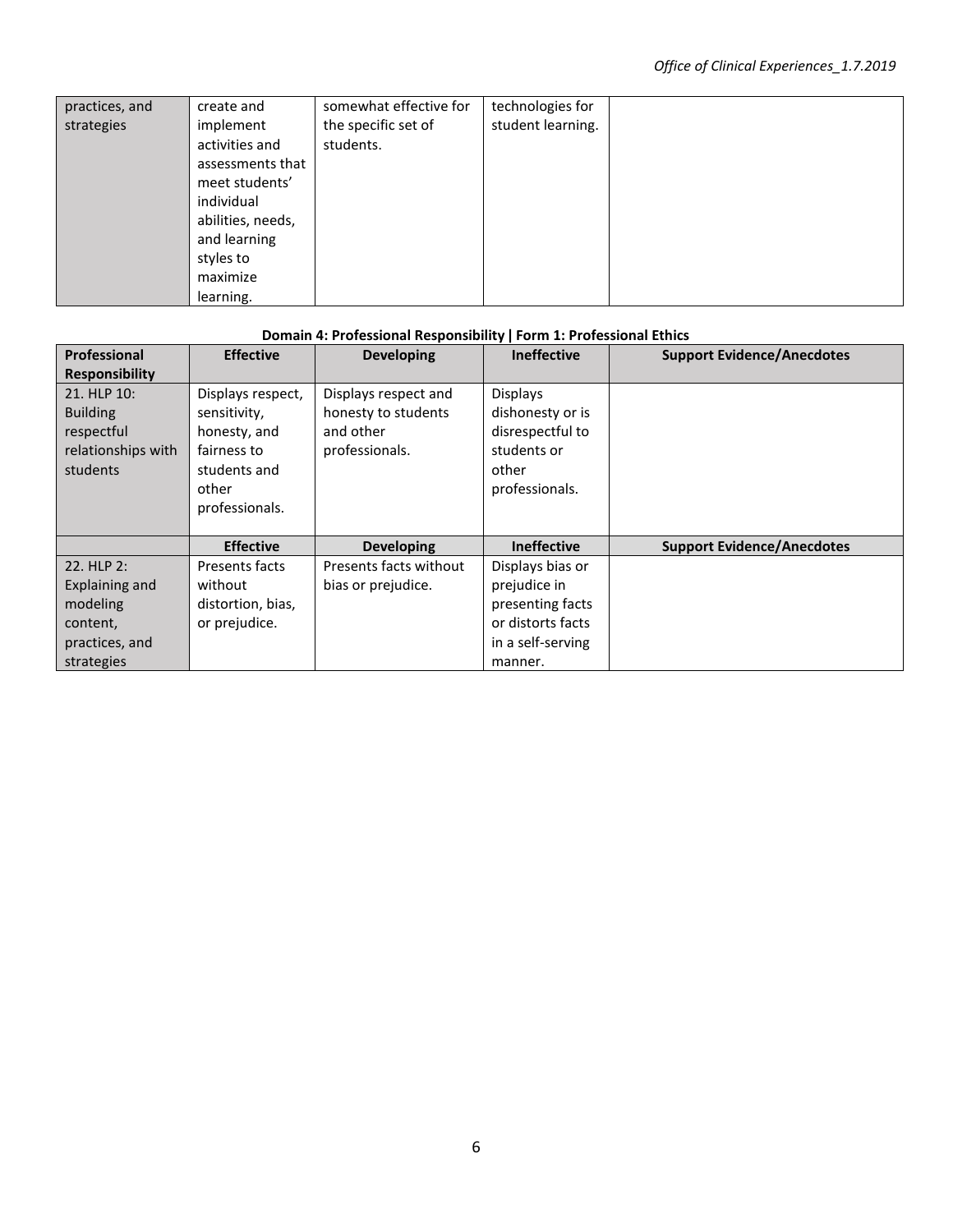| practices, and strategies | create and implement activities and assessments that meet students' individual abilities, needs, and learning styles to maximize learning. | somewhat effective for the specific set of students. | technologies for student learning. | |
|---|---|---|---|---|

**Domain 4: Professional Responsibility | Form 1: Professional Ethics**

| Professional Responsibility | Effective | Developing | Ineffective | Support Evidence/Anecdotes |
|---|---|---|---|---|
| 21. HLP 10: Building respectful relationships with students | Displays respect, sensitivity, honesty, and fairness to students and other professionals. | Displays respect and honesty to students and other professionals. | Displays dishonesty or is disrespectful to students or other professionals. | |
| | **Effective** | **Developing** | **Ineffective** | **Support Evidence/Anecdotes** |
| 22. HLP 2: Explaining and modeling content, practices, and strategies | Presents facts without distortion, bias, or prejudice. | Presents facts without bias or prejudice. | Displays bias or prejudice in presenting facts or distorts facts in a self-serving manner. | |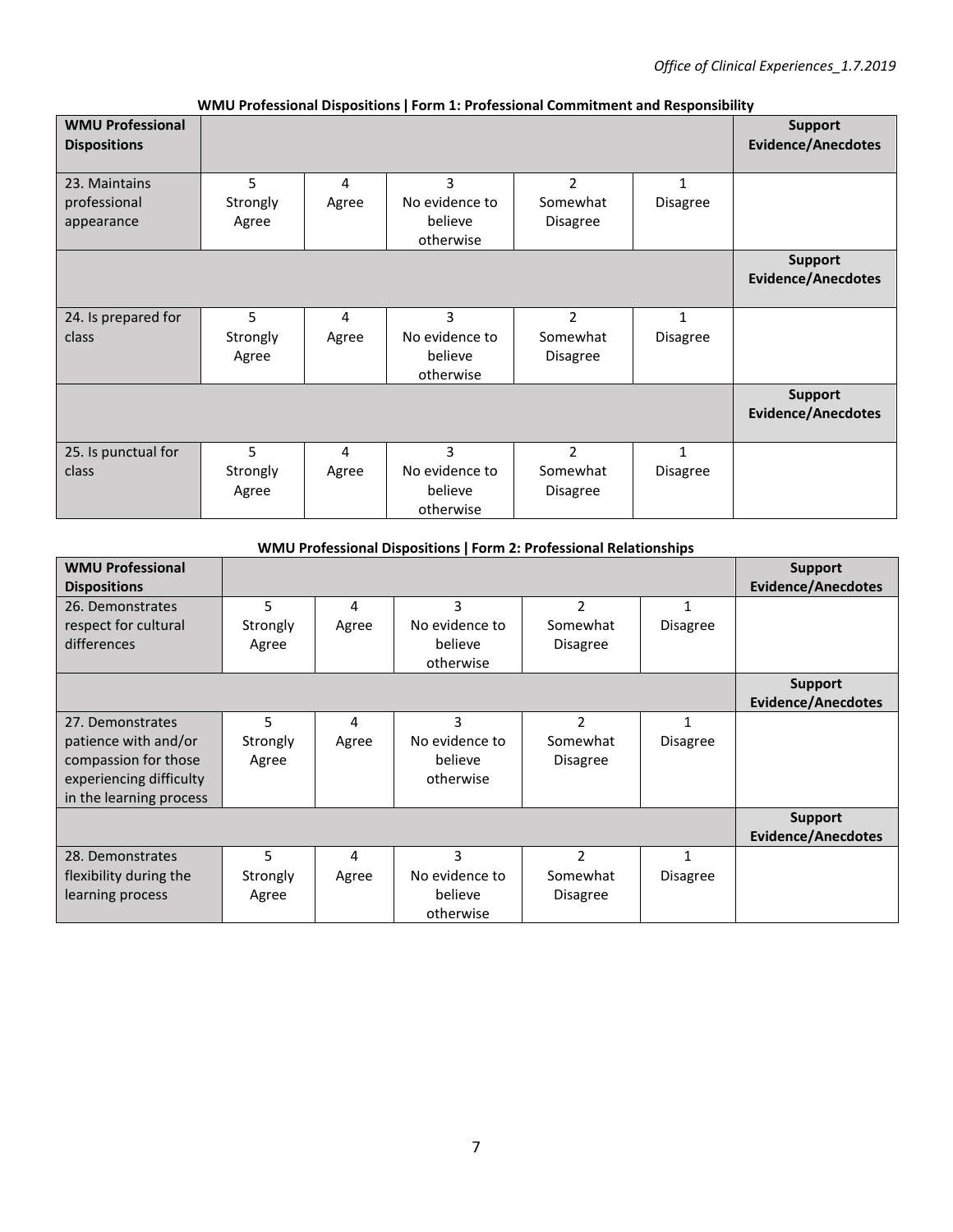*Office of Clinical Experiences_1.7.2019*

**WMU Professional Dispositions | Form 1: Professional Commitment and Responsibility**

| WMU Professional Dispositions | | | | | | Support Evidence/Anecdotes |
|---|---|---|---|---|---|---|
| 23. Maintains professional appearance | 5 Strongly Agree | 4 Agree | 3 No evidence to believe otherwise | 2 Somewhat Disagree | 1 Disagree | |
| | | | | | | **Support Evidence/Anecdotes** |
| 24. Is prepared for class | 5 Strongly Agree | 4 Agree | 3 No evidence to believe otherwise | 2 Somewhat Disagree | 1 Disagree | |
| | | | | | | **Support Evidence/Anecdotes** |
| 25. Is punctual for class | 5 Strongly Agree | 4 Agree | 3 No evidence to believe otherwise | 2 Somewhat Disagree | 1 Disagree | |

**WMU Professional Dispositions | Form 2: Professional Relationships**

| WMU Professional Dispositions | | | | | | Support Evidence/Anecdotes |
|---|---|---|---|---|---|---|
| 26. Demonstrates respect for cultural differences | 5 Strongly Agree | 4 Agree | 3 No evidence to believe otherwise | 2 Somewhat Disagree | 1 Disagree | |
| | | | | | | **Support Evidence/Anecdotes** |
| 27. Demonstrates patience with and/or compassion for those experiencing difficulty in the learning process | 5 Strongly Agree | 4 Agree | 3 No evidence to believe otherwise | 2 Somewhat Disagree | 1 Disagree | |
| | | | | | | **Support Evidence/Anecdotes** |
| 28. Demonstrates flexibility during the learning process | 5 Strongly Agree | 4 Agree | 3 No evidence to believe otherwise | 2 Somewhat Disagree | 1 Disagree | |